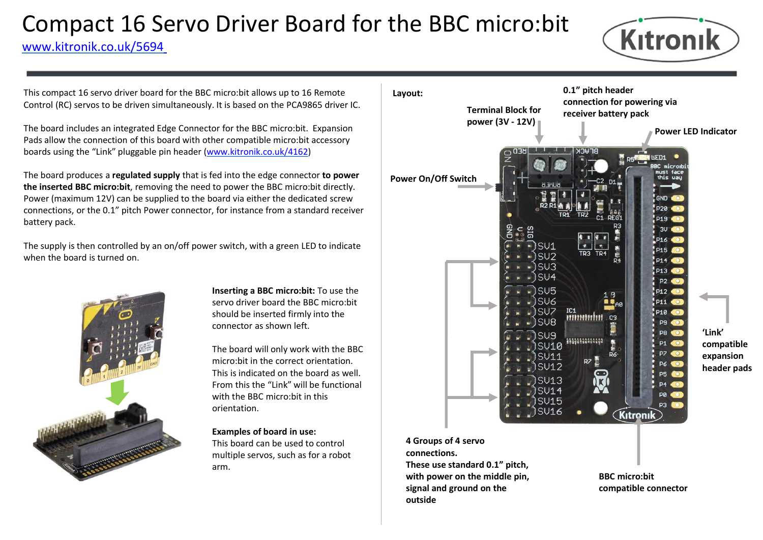# Compact 16 Servo Driver Board for the BBC micro:bit

www.kitronik.co.uk/5694

This compact 16 servo driver board for the BBC micro:bit allows up to 16 Remote Control (RC) servos to be driven simultaneously. It is based on the PCA9865 driver IC.

The board includes an integrated Edge Connector for the BBC micro:bit. Expansion Pads allow the connection of this board with other compatible micro:bit accessory boards using the "Link" pluggable pin header (www.kitronik.co.uk/4162)

The board produces a **regulated supply** that is fed into the edge connector **to power the inserted BBC micro:bit**, removing the need to power the BBC micro:bit directly. Power (maximum 12V) can be supplied to the board via either the dedicated screw connections, or the 0.1" pitch Power connector, for instance from a standard receiver battery pack.

The supply is then controlled by an on/off power switch, with a green LED to indicate when the board is turned on.

**Inserting a BBC micro:bit:** To use the servo driver board the BBC micro:bit should be inserted firmly into the connector as shown left.

The board will only work with the BBC micro:bit in the correct orientation. This is indicated on the board as well. From this the "Link" will be functional with the BBC micro:bit in this orientation.

**Examples of board in use:**
This board can be used to control multiple servos, such as for a robot arm.

**Layout:**

- **Terminal Block for power (3V - 12V)**
- **0.1" pitch header connection for powering via receiver battery pack**
- **Power LED Indicator**
- **Power On/Off Switch**
- **'Link' compatible expansion header pads**
- **4 Groups of 4 servo connections. These use standard 0.1" pitch, with power on the middle pin, signal and ground on the outside**
- **BBC micro:bit compatible connector**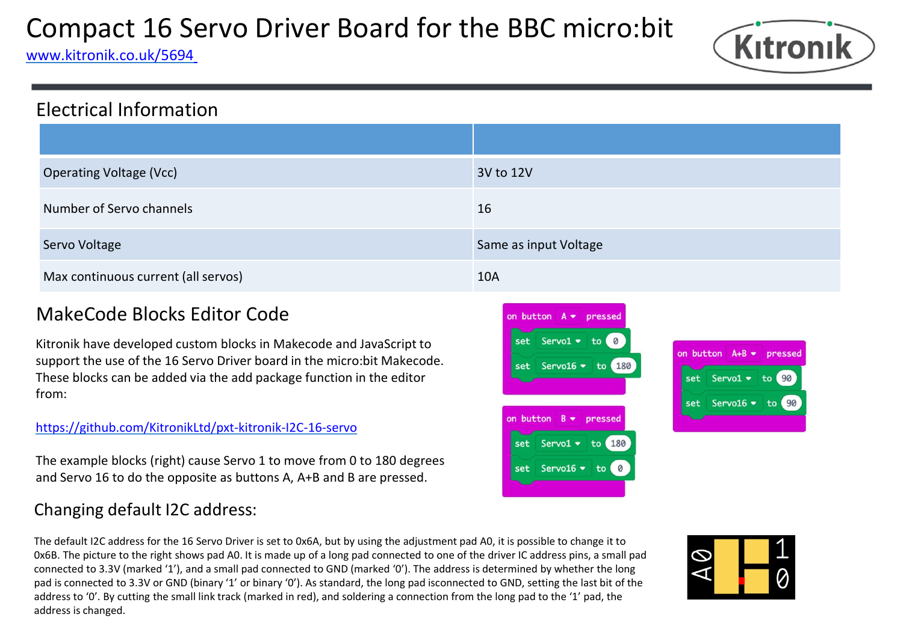# Compact 16 Servo Driver Board for the BBC micro:bit

www.kitronik.co.uk/5694

## Electrical Information

| | |
|---|---|
| Operating Voltage (Vcc) | 3V to 12V |
| Number of Servo channels | 16 |
| Servo Voltage | Same as input Voltage |
| Max continuous current (all servos) | 10A |

## MakeCode Blocks Editor Code

Kitronik have developed custom blocks in Makecode and JavaScript to support the use of the 16 Servo Driver board in the micro:bit Makecode. These blocks can be added via the add package function in the editor from:

https://github.com/KitronikLtd/pxt-kitronik-I2C-16-servo

The example blocks (right) cause Servo 1 to move from 0 to 180 degrees and Servo 16 to do the opposite as buttons A, A+B and B are pressed.

```
on button A pressed
    set Servo1 to 0
    set Servo16 to 180

on button B pressed
    set Servo1 to 180
    set Servo16 to 0

on button A+B pressed
    set Servo1 to 90
    set Servo16 to 90
```

## Changing default I2C address:

The default I2C address for the 16 Servo Driver is set to 0x6A, but by using the adjustment pad A0, it is possible to change it to 0x6B. The picture to the right shows pad A0. It is made up of a long pad connected to one of the driver IC address pins, a small pad connected to 3.3V (marked '1'), and a small pad connected to GND (marked '0'). The address is determined by whether the long pad is connected to 3.3V or GND (binary '1' or binary '0'). As standard, the long pad isconnected to GND, setting the last bit of the address to '0'. By cutting the small link track (marked in red), and soldering a connection from the long pad to the '1' pad, the address is changed.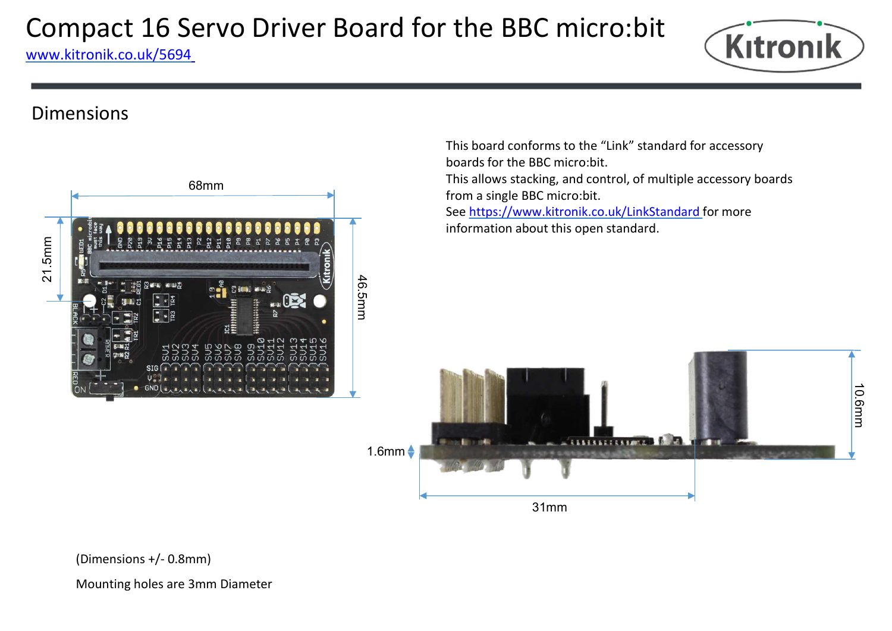# Compact 16 Servo Driver Board for the BBC micro:bit

www.kitronik.co.uk/5694

## Dimensions

68mm

21.5mm

46.5mm

1.6mm

31mm

10.6mm

This board conforms to the "Link" standard for accessory boards for the BBC micro:bit.
This allows stacking, and control, of multiple accessory boards from a single BBC micro:bit.
See https://www.kitronik.co.uk/LinkStandard for more information about this open standard.

(Dimensions +/- 0.8mm)

Mounting holes are 3mm Diameter